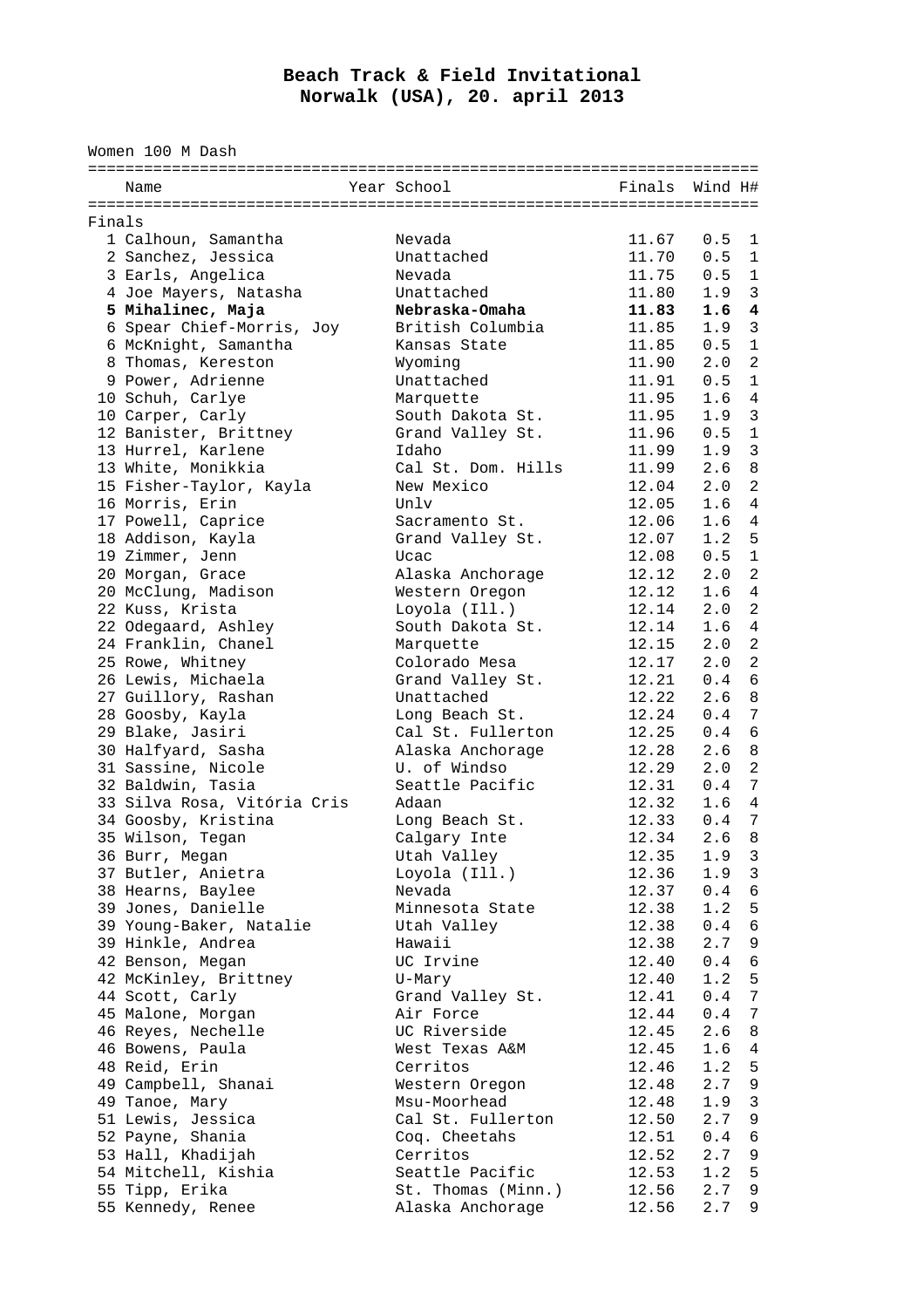# Beach Track & Field Invitational
## Norwalk (USA), 20. april 2013

Women 100 M Dash

| | Name | Year | School | Finals | Wind | H# |
|---|---|---|---|---|---|---|
| **Finals** | | | | | | |
| 1 | Calhoun, Samantha | | Nevada | 11.67 | 0.5 | 1 |
| 2 | Sanchez, Jessica | | Unattached | 11.70 | 0.5 | 1 |
| 3 | Earls, Angelica | | Nevada | 11.75 | 0.5 | 1 |
| 4 | Joe Mayers, Natasha | | Unattached | 11.80 | 1.9 | 3 |
| **5** | **Mihalinec, Maja** | | **Nebraska-Omaha** | **11.83** | **1.6** | **4** |
| 6 | Spear Chief-Morris, Joy | | British Columbia | 11.85 | 1.9 | 3 |
| 6 | McKnight, Samantha | | Kansas State | 11.85 | 0.5 | 1 |
| 8 | Thomas, Kereston | | Wyoming | 11.90 | 2.0 | 2 |
| 9 | Power, Adrienne | | Unattached | 11.91 | 0.5 | 1 |
| 10 | Schuh, Carlye | | Marquette | 11.95 | 1.6 | 4 |
| 10 | Carper, Carly | | South Dakota St. | 11.95 | 1.9 | 3 |
| 12 | Banister, Brittney | | Grand Valley St. | 11.96 | 0.5 | 1 |
| 13 | Hurrel, Karlene | | Idaho | 11.99 | 1.9 | 3 |
| 13 | White, Monikkia | | Cal St. Dom. Hills | 11.99 | 2.6 | 8 |
| 15 | Fisher-Taylor, Kayla | | New Mexico | 12.04 | 2.0 | 2 |
| 16 | Morris, Erin | | Unlv | 12.05 | 1.6 | 4 |
| 17 | Powell, Caprice | | Sacramento St. | 12.06 | 1.6 | 4 |
| 18 | Addison, Kayla | | Grand Valley St. | 12.07 | 1.2 | 5 |
| 19 | Zimmer, Jenn | | Ucac | 12.08 | 0.5 | 1 |
| 20 | Morgan, Grace | | Alaska Anchorage | 12.12 | 2.0 | 2 |
| 20 | McClung, Madison | | Western Oregon | 12.12 | 1.6 | 4 |
| 22 | Kuss, Krista | | Loyola (Ill.) | 12.14 | 2.0 | 2 |
| 22 | Odegaard, Ashley | | South Dakota St. | 12.14 | 1.6 | 4 |
| 24 | Franklin, Chanel | | Marquette | 12.15 | 2.0 | 2 |
| 25 | Rowe, Whitney | | Colorado Mesa | 12.17 | 2.0 | 2 |
| 26 | Lewis, Michaela | | Grand Valley St. | 12.21 | 0.4 | 6 |
| 27 | Guillory, Rashan | | Unattached | 12.22 | 2.6 | 8 |
| 28 | Goosby, Kayla | | Long Beach St. | 12.24 | 0.4 | 7 |
| 29 | Blake, Jasiri | | Cal St. Fullerton | 12.25 | 0.4 | 6 |
| 30 | Halfyard, Sasha | | Alaska Anchorage | 12.28 | 2.6 | 8 |
| 31 | Sassine, Nicole | | U. of Windso | 12.29 | 2.0 | 2 |
| 32 | Baldwin, Tasia | | Seattle Pacific | 12.31 | 0.4 | 7 |
| 33 | Silva Rosa, Vitória Cris | | Adaan | 12.32 | 1.6 | 4 |
| 34 | Goosby, Kristina | | Long Beach St. | 12.33 | 0.4 | 7 |
| 35 | Wilson, Tegan | | Calgary Inte | 12.34 | 2.6 | 8 |
| 36 | Burr, Megan | | Utah Valley | 12.35 | 1.9 | 3 |
| 37 | Butler, Anietra | | Loyola (Ill.) | 12.36 | 1.9 | 3 |
| 38 | Hearns, Baylee | | Nevada | 12.37 | 0.4 | 6 |
| 39 | Jones, Danielle | | Minnesota State | 12.38 | 1.2 | 5 |
| 39 | Young-Baker, Natalie | | Utah Valley | 12.38 | 0.4 | 6 |
| 39 | Hinkle, Andrea | | Hawaii | 12.38 | 2.7 | 9 |
| 42 | Benson, Megan | | UC Irvine | 12.40 | 0.4 | 6 |
| 42 | McKinley, Brittney | | U-Mary | 12.40 | 1.2 | 5 |
| 44 | Scott, Carly | | Grand Valley St. | 12.41 | 0.4 | 7 |
| 45 | Malone, Morgan | | Air Force | 12.44 | 0.4 | 7 |
| 46 | Reyes, Nechelle | | UC Riverside | 12.45 | 2.6 | 8 |
| 46 | Bowens, Paula | | West Texas A&M | 12.45 | 1.6 | 4 |
| 48 | Reid, Erin | | Cerritos | 12.46 | 1.2 | 5 |
| 49 | Campbell, Shanai | | Western Oregon | 12.48 | 2.7 | 9 |
| 49 | Tanoe, Mary | | Msu-Moorhead | 12.48 | 1.9 | 3 |
| 51 | Lewis, Jessica | | Cal St. Fullerton | 12.50 | 2.7 | 9 |
| 52 | Payne, Shania | | Coq. Cheetahs | 12.51 | 0.4 | 6 |
| 53 | Hall, Khadijah | | Cerritos | 12.52 | 2.7 | 9 |
| 54 | Mitchell, Kishia | | Seattle Pacific | 12.53 | 1.2 | 5 |
| 55 | Tipp, Erika | | St. Thomas (Minn.) | 12.56 | 2.7 | 9 |
| 55 | Kennedy, Renee | | Alaska Anchorage | 12.56 | 2.7 | 9 |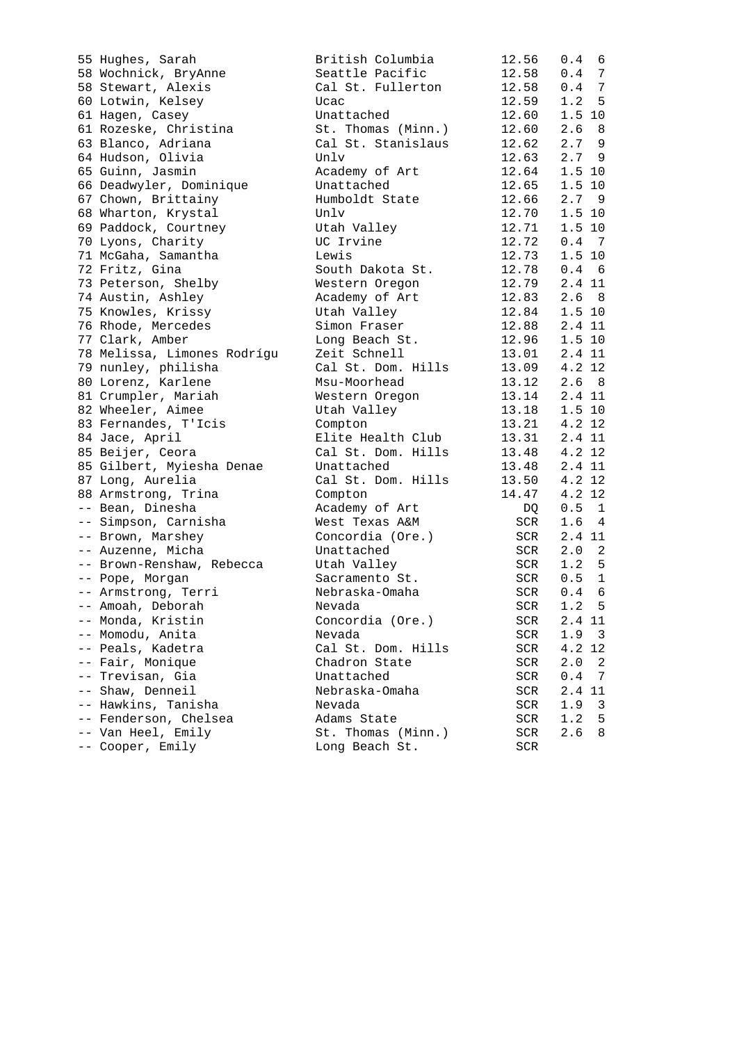| Place | Name | School | Time | Wind | Heat |
|---|---|---|---|---|---|
| 55 | Hughes, Sarah | British Columbia | 12.56 | 0.4 | 6 |
| 58 | Wochnick, BryAnne | Seattle Pacific | 12.58 | 0.4 | 7 |
| 58 | Stewart, Alexis | Cal St. Fullerton | 12.58 | 0.4 | 7 |
| 60 | Lotwin, Kelsey | Ucac | 12.59 | 1.2 | 5 |
| 61 | Hagen, Casey | Unattached | 12.60 | 1.5 | 10 |
| 61 | Rozeske, Christina | St. Thomas (Minn.) | 12.60 | 2.6 | 8 |
| 63 | Blanco, Adriana | Cal St. Stanislaus | 12.62 | 2.7 | 9 |
| 64 | Hudson, Olivia | Unlv | 12.63 | 2.7 | 9 |
| 65 | Guinn, Jasmin | Academy of Art | 12.64 | 1.5 | 10 |
| 66 | Deadwyler, Dominique | Unattached | 12.65 | 1.5 | 10 |
| 67 | Chown, Brittainy | Humboldt State | 12.66 | 2.7 | 9 |
| 68 | Wharton, Krystal | Unlv | 12.70 | 1.5 | 10 |
| 69 | Paddock, Courtney | Utah Valley | 12.71 | 1.5 | 10 |
| 70 | Lyons, Charity | UC Irvine | 12.72 | 0.4 | 7 |
| 71 | McGaha, Samantha | Lewis | 12.73 | 1.5 | 10 |
| 72 | Fritz, Gina | South Dakota St. | 12.78 | 0.4 | 6 |
| 73 | Peterson, Shelby | Western Oregon | 12.79 | 2.4 | 11 |
| 74 | Austin, Ashley | Academy of Art | 12.83 | 2.6 | 8 |
| 75 | Knowles, Krissy | Utah Valley | 12.84 | 1.5 | 10 |
| 76 | Rhode, Mercedes | Simon Fraser | 12.88 | 2.4 | 11 |
| 77 | Clark, Amber | Long Beach St. | 12.96 | 1.5 | 10 |
| 78 | Melissa, Limones Rodrígu | Zeit Schnell | 13.01 | 2.4 | 11 |
| 79 | nunley, philisha | Cal St. Dom. Hills | 13.09 | 4.2 | 12 |
| 80 | Lorenz, Karlene | Msu-Moorhead | 13.12 | 2.6 | 8 |
| 81 | Crumpler, Mariah | Western Oregon | 13.14 | 2.4 | 11 |
| 82 | Wheeler, Aimee | Utah Valley | 13.18 | 1.5 | 10 |
| 83 | Fernandes, T'Icis | Compton | 13.21 | 4.2 | 12 |
| 84 | Jace, April | Elite Health Club | 13.31 | 2.4 | 11 |
| 85 | Beijer, Ceora | Cal St. Dom. Hills | 13.48 | 4.2 | 12 |
| 85 | Gilbert, Myiesha Denae | Unattached | 13.48 | 2.4 | 11 |
| 87 | Long, Aurelia | Cal St. Dom. Hills | 13.50 | 4.2 | 12 |
| 88 | Armstrong, Trina | Compton | 14.47 | 4.2 | 12 |
| -- | Bean, Dinesha | Academy of Art | DQ | 0.5 | 1 |
| -- | Simpson, Carnisha | West Texas A&M | SCR | 1.6 | 4 |
| -- | Brown, Marshey | Concordia (Ore.) | SCR | 2.4 | 11 |
| -- | Auzenne, Micha | Unattached | SCR | 2.0 | 2 |
| -- | Brown-Renshaw, Rebecca | Utah Valley | SCR | 1.2 | 5 |
| -- | Pope, Morgan | Sacramento St. | SCR | 0.5 | 1 |
| -- | Armstrong, Terri | Nebraska-Omaha | SCR | 0.4 | 6 |
| -- | Amoah, Deborah | Nevada | SCR | 1.2 | 5 |
| -- | Monda, Kristin | Concordia (Ore.) | SCR | 2.4 | 11 |
| -- | Momodu, Anita | Nevada | SCR | 1.9 | 3 |
| -- | Peals, Kadetra | Cal St. Dom. Hills | SCR | 4.2 | 12 |
| -- | Fair, Monique | Chadron State | SCR | 2.0 | 2 |
| -- | Trevisan, Gia | Unattached | SCR | 0.4 | 7 |
| -- | Shaw, Denneil | Nebraska-Omaha | SCR | 2.4 | 11 |
| -- | Hawkins, Tanisha | Nevada | SCR | 1.9 | 3 |
| -- | Fenderson, Chelsea | Adams State | SCR | 1.2 | 5 |
| -- | Van Heel, Emily | St. Thomas (Minn.) | SCR | 2.6 | 8 |
| -- | Cooper, Emily | Long Beach St. | SCR | | |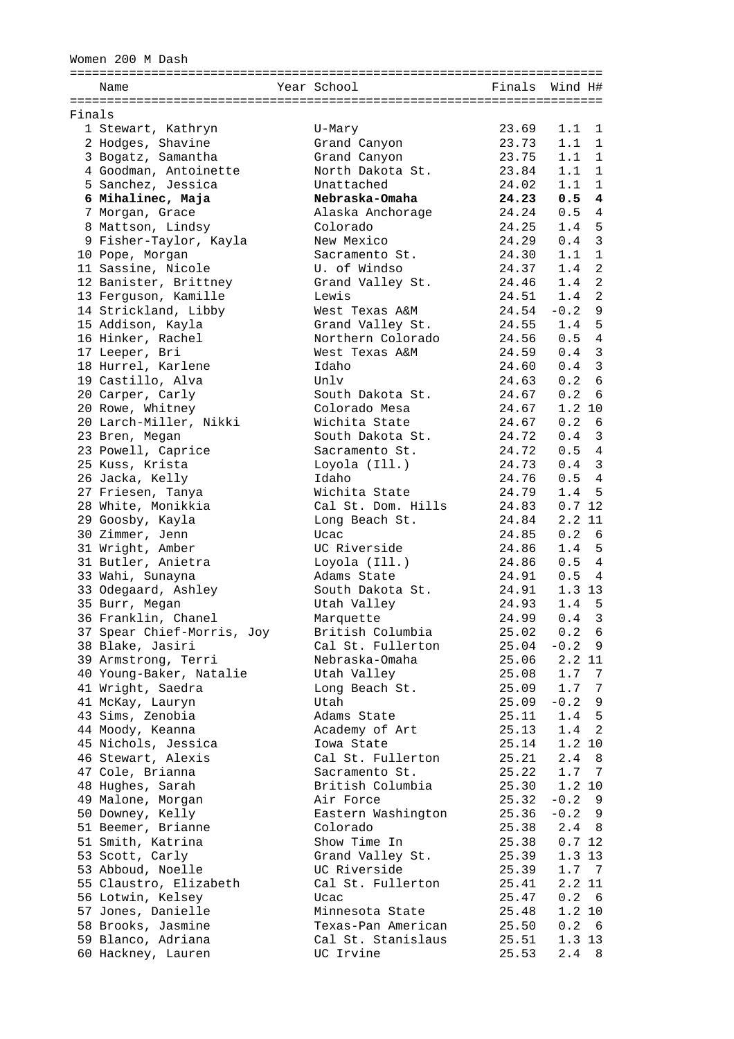Women 200 M Dash

| | Name | Year | School | Finals | Wind | H# |
|---|---|---|---|---|---|---|
| **Finals** | | | | | | |
| 1 | Stewart, Kathryn | | U-Mary | 23.69 | 1.1 | 1 |
| 2 | Hodges, Shavine | | Grand Canyon | 23.73 | 1.1 | 1 |
| 3 | Bogatz, Samantha | | Grand Canyon | 23.75 | 1.1 | 1 |
| 4 | Goodman, Antoinette | | North Dakota St. | 23.84 | 1.1 | 1 |
| 5 | Sanchez, Jessica | | Unattached | 24.02 | 1.1 | 1 |
| **6** | **Mihalinec, Maja** | | **Nebraska-Omaha** | **24.23** | **0.5** | **4** |
| 7 | Morgan, Grace | | Alaska Anchorage | 24.24 | 0.5 | 4 |
| 8 | Mattson, Lindsy | | Colorado | 24.25 | 1.4 | 5 |
| 9 | Fisher-Taylor, Kayla | | New Mexico | 24.29 | 0.4 | 3 |
| 10 | Pope, Morgan | | Sacramento St. | 24.30 | 1.1 | 1 |
| 11 | Sassine, Nicole | | U. of Windso | 24.37 | 1.4 | 2 |
| 12 | Banister, Brittney | | Grand Valley St. | 24.46 | 1.4 | 2 |
| 13 | Ferguson, Kamille | | Lewis | 24.51 | 1.4 | 2 |
| 14 | Strickland, Libby | | West Texas A&M | 24.54 | -0.2 | 9 |
| 15 | Addison, Kayla | | Grand Valley St. | 24.55 | 1.4 | 5 |
| 16 | Hinker, Rachel | | Northern Colorado | 24.56 | 0.5 | 4 |
| 17 | Leeper, Bri | | West Texas A&M | 24.59 | 0.4 | 3 |
| 18 | Hurrel, Karlene | | Idaho | 24.60 | 0.4 | 3 |
| 19 | Castillo, Alva | | Unlv | 24.63 | 0.2 | 6 |
| 20 | Carper, Carly | | South Dakota St. | 24.67 | 0.2 | 6 |
| 20 | Rowe, Whitney | | Colorado Mesa | 24.67 | 1.2 | 10 |
| 20 | Larch-Miller, Nikki | | Wichita State | 24.67 | 0.2 | 6 |
| 23 | Bren, Megan | | South Dakota St. | 24.72 | 0.4 | 3 |
| 23 | Powell, Caprice | | Sacramento St. | 24.72 | 0.5 | 4 |
| 25 | Kuss, Krista | | Loyola (Ill.) | 24.73 | 0.4 | 3 |
| 26 | Jacka, Kelly | | Idaho | 24.76 | 0.5 | 4 |
| 27 | Friesen, Tanya | | Wichita State | 24.79 | 1.4 | 5 |
| 28 | White, Monikkia | | Cal St. Dom. Hills | 24.83 | 0.7 | 12 |
| 29 | Goosby, Kayla | | Long Beach St. | 24.84 | 2.2 | 11 |
| 30 | Zimmer, Jenn | | Ucac | 24.85 | 0.2 | 6 |
| 31 | Wright, Amber | | UC Riverside | 24.86 | 1.4 | 5 |
| 31 | Butler, Anietra | | Loyola (Ill.) | 24.86 | 0.5 | 4 |
| 33 | Wahi, Sunayna | | Adams State | 24.91 | 0.5 | 4 |
| 33 | Odegaard, Ashley | | South Dakota St. | 24.91 | 1.3 | 13 |
| 35 | Burr, Megan | | Utah Valley | 24.93 | 1.4 | 5 |
| 36 | Franklin, Chanel | | Marquette | 24.99 | 0.4 | 3 |
| 37 | Spear Chief-Morris, Joy | | British Columbia | 25.02 | 0.2 | 6 |
| 38 | Blake, Jasiri | | Cal St. Fullerton | 25.04 | -0.2 | 9 |
| 39 | Armstrong, Terri | | Nebraska-Omaha | 25.06 | 2.2 | 11 |
| 40 | Young-Baker, Natalie | | Utah Valley | 25.08 | 1.7 | 7 |
| 41 | Wright, Saedra | | Long Beach St. | 25.09 | 1.7 | 7 |
| 41 | McKay, Lauryn | | Utah | 25.09 | -0.2 | 9 |
| 43 | Sims, Zenobia | | Adams State | 25.11 | 1.4 | 5 |
| 44 | Moody, Keanna | | Academy of Art | 25.13 | 1.4 | 2 |
| 45 | Nichols, Jessica | | Iowa State | 25.14 | 1.2 | 10 |
| 46 | Stewart, Alexis | | Cal St. Fullerton | 25.21 | 2.4 | 8 |
| 47 | Cole, Brianna | | Sacramento St. | 25.22 | 1.7 | 7 |
| 48 | Hughes, Sarah | | British Columbia | 25.30 | 1.2 | 10 |
| 49 | Malone, Morgan | | Air Force | 25.32 | -0.2 | 9 |
| 50 | Downey, Kelly | | Eastern Washington | 25.36 | -0.2 | 9 |
| 51 | Beemer, Brianne | | Colorado | 25.38 | 2.4 | 8 |
| 51 | Smith, Katrina | | Show Time In | 25.38 | 0.7 | 12 |
| 53 | Scott, Carly | | Grand Valley St. | 25.39 | 1.3 | 13 |
| 53 | Abboud, Noelle | | UC Riverside | 25.39 | 1.7 | 7 |
| 55 | Claustro, Elizabeth | | Cal St. Fullerton | 25.41 | 2.2 | 11 |
| 56 | Lotwin, Kelsey | | Ucac | 25.47 | 0.2 | 6 |
| 57 | Jones, Danielle | | Minnesota State | 25.48 | 1.2 | 10 |
| 58 | Brooks, Jasmine | | Texas-Pan American | 25.50 | 0.2 | 6 |
| 59 | Blanco, Adriana | | Cal St. Stanislaus | 25.51 | 1.3 | 13 |
| 60 | Hackney, Lauren | | UC Irvine | 25.53 | 2.4 | 8 |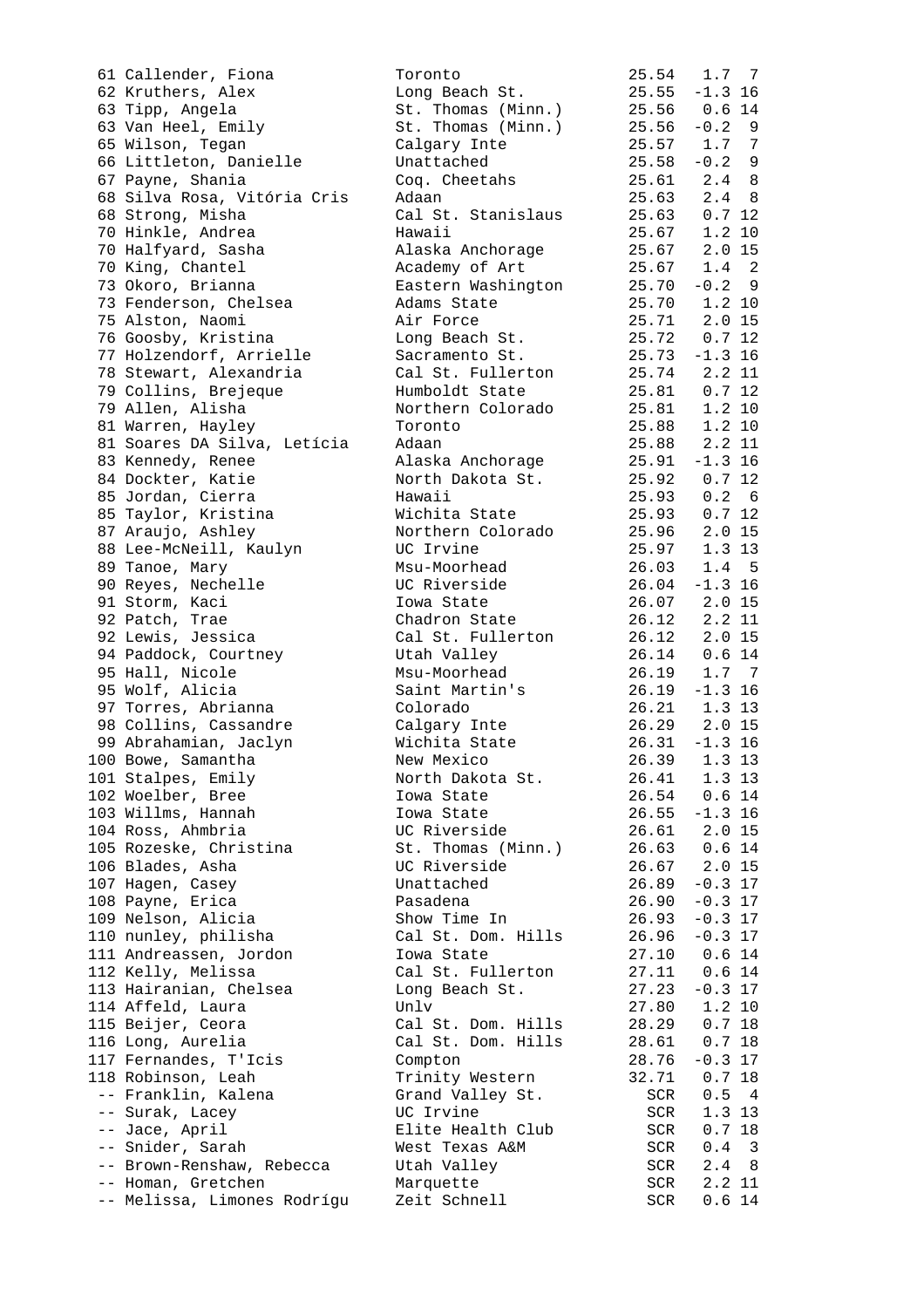```
 61 Callender, Fiona           Toronto               25.54   1.7  7
 62 Kruthers, Alex             Long Beach St.        25.55  -1.3 16
 63 Tipp, Angela               St. Thomas (Minn.)    25.56   0.6 14
 63 Van Heel, Emily            St. Thomas (Minn.)    25.56  -0.2  9
 65 Wilson, Tegan              Calgary Inte          25.57   1.7  7
 66 Littleton, Danielle        Unattached            25.58  -0.2  9
 67 Payne, Shania              Coq. Cheetahs         25.61   2.4  8
 68 Silva Rosa, Vitória Cris   Adaan                 25.63   2.4  8
 68 Strong, Misha              Cal St. Stanislaus    25.63   0.7 12
 70 Hinkle, Andrea             Hawaii                25.67   1.2 10
 70 Halfyard, Sasha            Alaska Anchorage      25.67   2.0 15
 70 King, Chantel              Academy of Art        25.67   1.4  2
 73 Okoro, Brianna             Eastern Washington    25.70  -0.2  9
 73 Fenderson, Chelsea         Adams State           25.70   1.2 10
 75 Alston, Naomi              Air Force             25.71   2.0 15
 76 Goosby, Kristina           Long Beach St.        25.72   0.7 12
 77 Holzendorf, Arrielle       Sacramento St.        25.73  -1.3 16
 78 Stewart, Alexandria        Cal St. Fullerton     25.74   2.2 11
 79 Collins, Brejeque          Humboldt State        25.81   0.7 12
 79 Allen, Alisha              Northern Colorado     25.81   1.2 10
 81 Warren, Hayley             Toronto               25.88   1.2 10
 81 Soares DA Silva, Letícia   Adaan                 25.88   2.2 11
 83 Kennedy, Renee             Alaska Anchorage      25.91  -1.3 16
 84 Dockter, Katie             North Dakota St.      25.92   0.7 12
 85 Jordan, Cierra             Hawaii                25.93   0.2  6
 85 Taylor, Kristina           Wichita State         25.93   0.7 12
 87 Araujo, Ashley             Northern Colorado     25.96   2.0 15
 88 Lee-McNeill, Kaulyn        UC Irvine             25.97   1.3 13
 89 Tanoe, Mary                Msu-Moorhead          26.03   1.4  5
 90 Reyes, Nechelle            UC Riverside          26.04  -1.3 16
 91 Storm, Kaci                Iowa State            26.07   2.0 15
 92 Patch, Trae                Chadron State         26.12   2.2 11
 92 Lewis, Jessica             Cal St. Fullerton     26.12   2.0 15
 94 Paddock, Courtney          Utah Valley           26.14   0.6 14
 95 Hall, Nicole               Msu-Moorhead          26.19   1.7  7
 95 Wolf, Alicia               Saint Martin's        26.19  -1.3 16
 97 Torres, Abrianna           Colorado              26.21   1.3 13
 98 Collins, Cassandre         Calgary Inte          26.29   2.0 15
 99 Abrahamian, Jaclyn         Wichita State         26.31  -1.3 16
100 Bowe, Samantha             New Mexico            26.39   1.3 13
101 Stalpes, Emily             North Dakota St.      26.41   1.3 13
102 Woelber, Bree              Iowa State            26.54   0.6 14
103 Willms, Hannah             Iowa State            26.55  -1.3 16
104 Ross, Ahmbria              UC Riverside          26.61   2.0 15
105 Rozeske, Christina         St. Thomas (Minn.)    26.63   0.6 14
106 Blades, Asha               UC Riverside          26.67   2.0 15
107 Hagen, Casey               Unattached            26.89  -0.3 17
108 Payne, Erica               Pasadena              26.90  -0.3 17
109 Nelson, Alicia             Show Time In          26.93  -0.3 17
110 nunley, philisha           Cal St. Dom. Hills    26.96  -0.3 17
111 Andreassen, Jordon         Iowa State            27.10   0.6 14
112 Kelly, Melissa             Cal St. Fullerton     27.11   0.6 14
113 Hairanian, Chelsea         Long Beach St.        27.23  -0.3 17
114 Affeld, Laura              Unlv                  27.80   1.2 10
115 Beijer, Ceora              Cal St. Dom. Hills    28.29   0.7 18
116 Long, Aurelia              Cal St. Dom. Hills    28.61   0.7 18
117 Fernandes, T'Icis          Compton               28.76  -0.3 17
118 Robinson, Leah             Trinity Western       32.71   0.7 18
 -- Franklin, Kalena           Grand Valley St.        SCR   0.5  4
 -- Surak, Lacey               UC Irvine               SCR   1.3 13
 -- Jace, April                Elite Health Club       SCR   0.7 18
 -- Snider, Sarah              West Texas A&M          SCR   0.4  3
 -- Brown-Renshaw, Rebecca     Utah Valley             SCR   2.4  8
 -- Homan, Gretchen            Marquette               SCR   2.2 11
 -- Melissa, Limones Rodrígu   Zeit Schnell            SCR   0.6 14
```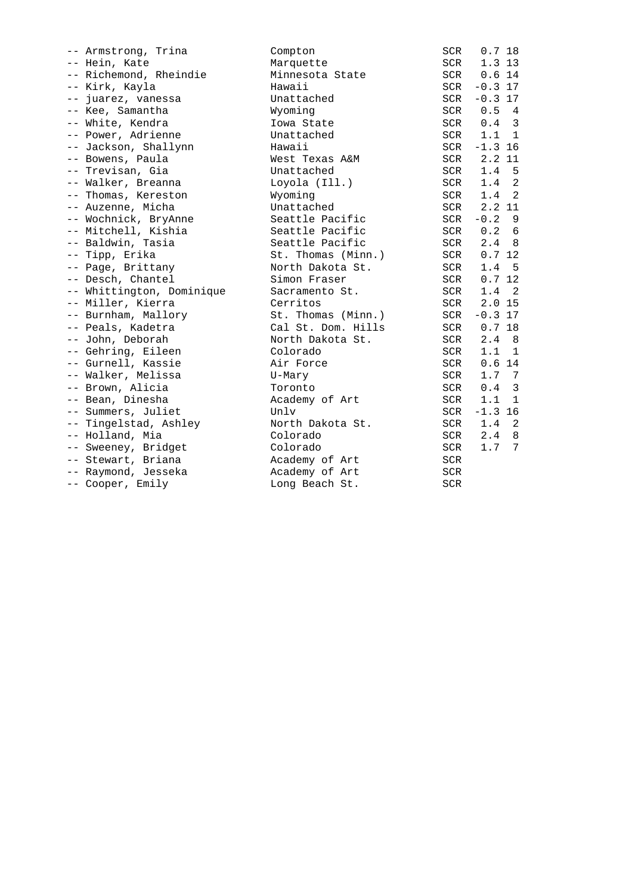| | | | | | |
|---|---|---|---|---|---|
| -- | Armstrong, Trina | Compton | SCR | 0.7 | 18 |
| -- | Hein, Kate | Marquette | SCR | 1.3 | 13 |
| -- | Richemond, Rheindie | Minnesota State | SCR | 0.6 | 14 |
| -- | Kirk, Kayla | Hawaii | SCR | -0.3 | 17 |
| -- | juarez, vanessa | Unattached | SCR | -0.3 | 17 |
| -- | Kee, Samantha | Wyoming | SCR | 0.5 | 4 |
| -- | White, Kendra | Iowa State | SCR | 0.4 | 3 |
| -- | Power, Adrienne | Unattached | SCR | 1.1 | 1 |
| -- | Jackson, Shallynn | Hawaii | SCR | -1.3 | 16 |
| -- | Bowens, Paula | West Texas A&M | SCR | 2.2 | 11 |
| -- | Trevisan, Gia | Unattached | SCR | 1.4 | 5 |
| -- | Walker, Breanna | Loyola (Ill.) | SCR | 1.4 | 2 |
| -- | Thomas, Kereston | Wyoming | SCR | 1.4 | 2 |
| -- | Auzenne, Micha | Unattached | SCR | 2.2 | 11 |
| -- | Wochnick, BryAnne | Seattle Pacific | SCR | -0.2 | 9 |
| -- | Mitchell, Kishia | Seattle Pacific | SCR | 0.2 | 6 |
| -- | Baldwin, Tasia | Seattle Pacific | SCR | 2.4 | 8 |
| -- | Tipp, Erika | St. Thomas (Minn.) | SCR | 0.7 | 12 |
| -- | Page, Brittany | North Dakota St. | SCR | 1.4 | 5 |
| -- | Desch, Chantel | Simon Fraser | SCR | 0.7 | 12 |
| -- | Whittington, Dominique | Sacramento St. | SCR | 1.4 | 2 |
| -- | Miller, Kierra | Cerritos | SCR | 2.0 | 15 |
| -- | Burnham, Mallory | St. Thomas (Minn.) | SCR | -0.3 | 17 |
| -- | Peals, Kadetra | Cal St. Dom. Hills | SCR | 0.7 | 18 |
| -- | John, Deborah | North Dakota St. | SCR | 2.4 | 8 |
| -- | Gehring, Eileen | Colorado | SCR | 1.1 | 1 |
| -- | Gurnell, Kassie | Air Force | SCR | 0.6 | 14 |
| -- | Walker, Melissa | U-Mary | SCR | 1.7 | 7 |
| -- | Brown, Alicia | Toronto | SCR | 0.4 | 3 |
| -- | Bean, Dinesha | Academy of Art | SCR | 1.1 | 1 |
| -- | Summers, Juliet | Unlv | SCR | -1.3 | 16 |
| -- | Tingelstad, Ashley | North Dakota St. | SCR | 1.4 | 2 |
| -- | Holland, Mia | Colorado | SCR | 2.4 | 8 |
| -- | Sweeney, Bridget | Colorado | SCR | 1.7 | 7 |
| -- | Stewart, Briana | Academy of Art | SCR | | |
| -- | Raymond, Jesseka | Academy of Art | SCR | | |
| -- | Cooper, Emily | Long Beach St. | SCR | | |